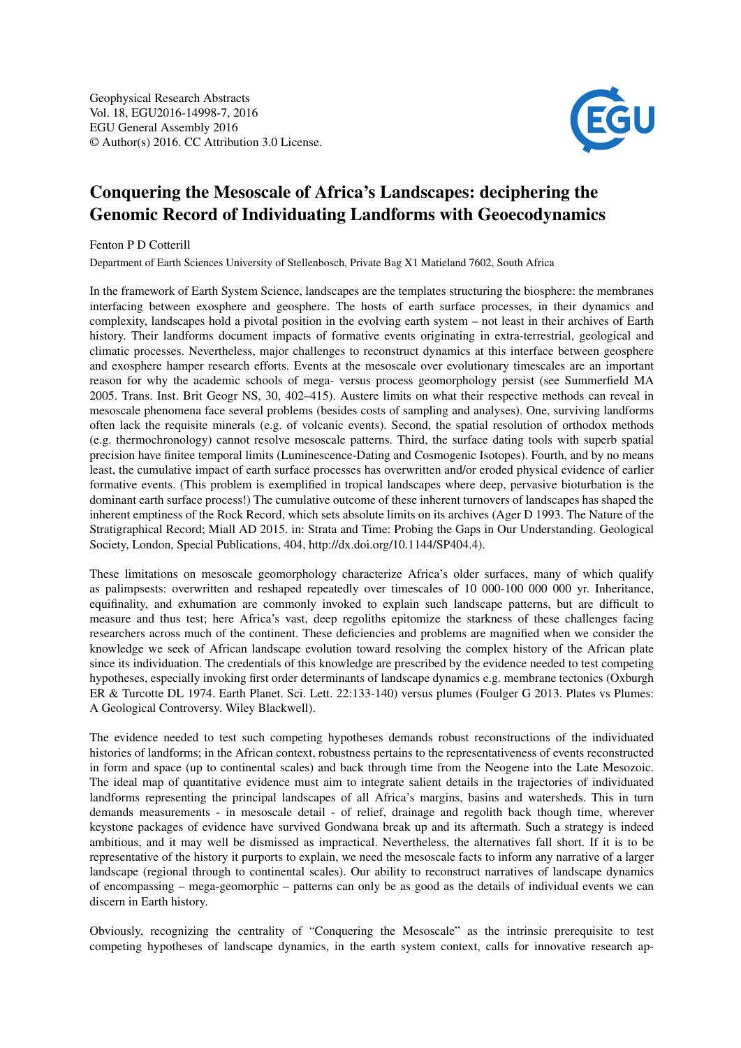Geophysical Research Abstracts
Vol. 18, EGU2016-14998-7, 2016
EGU General Assembly 2016
© Author(s) 2016. CC Attribution 3.0 License.

# Conquering the Mesoscale of Africa's Landscapes: deciphering the Genomic Record of Individuating Landforms with Geoecodynamics

Fenton P D Cotterill

Department of Earth Sciences University of Stellenbosch, Private Bag X1 Matieland 7602, South Africa

In the framework of Earth System Science, landscapes are the templates structuring the biosphere: the membranes interfacing between exosphere and geosphere. The hosts of earth surface processes, in their dynamics and complexity, landscapes hold a pivotal position in the evolving earth system – not least in their archives of Earth history. Their landforms document impacts of formative events originating in extra-terrestrial, geological and climatic processes. Nevertheless, major challenges to reconstruct dynamics at this interface between geosphere and exosphere hamper research efforts. Events at the mesoscale over evolutionary timescales are an important reason for why the academic schools of mega- versus process geomorphology persist (see Summerfield MA 2005. Trans. Inst. Brit Geogr NS, 30, 402–415). Austere limits on what their respective methods can reveal in mesoscale phenomena face several problems (besides costs of sampling and analyses). One, surviving landforms often lack the requisite minerals (e.g. of volcanic events). Second, the spatial resolution of orthodox methods (e.g. thermochronology) cannot resolve mesoscale patterns. Third, the surface dating tools with superb spatial precision have finitee temporal limits (Luminescence-Dating and Cosmogenic Isotopes). Fourth, and by no means least, the cumulative impact of earth surface processes has overwritten and/or eroded physical evidence of earlier formative events. (This problem is exemplified in tropical landscapes where deep, pervasive bioturbation is the dominant earth surface process!) The cumulative outcome of these inherent turnovers of landscapes has shaped the inherent emptiness of the Rock Record, which sets absolute limits on its archives (Ager D 1993. The Nature of the Stratigraphical Record; Miall AD 2015. in: Strata and Time: Probing the Gaps in Our Understanding. Geological Society, London, Special Publications, 404, http://dx.doi.org/10.1144/SP404.4).

These limitations on mesoscale geomorphology characterize Africa's older surfaces, many of which qualify as palimpsests: overwritten and reshaped repeatedly over timescales of 10 000-100 000 000 yr. Inheritance, equifinality, and exhumation are commonly invoked to explain such landscape patterns, but are difficult to measure and thus test; here Africa's vast, deep regoliths epitomize the starkness of these challenges facing researchers across much of the continent. These deficiencies and problems are magnified when we consider the knowledge we seek of African landscape evolution toward resolving the complex history of the African plate since its individuation. The credentials of this knowledge are prescribed by the evidence needed to test competing hypotheses, especially invoking first order determinants of landscape dynamics e.g. membrane tectonics (Oxburgh ER & Turcotte DL 1974. Earth Planet. Sci. Lett. 22:133-140) versus plumes (Foulger G 2013. Plates vs Plumes: A Geological Controversy. Wiley Blackwell).

The evidence needed to test such competing hypotheses demands robust reconstructions of the individuated histories of landforms; in the African context, robustness pertains to the representativeness of events reconstructed in form and space (up to continental scales) and back through time from the Neogene into the Late Mesozoic. The ideal map of quantitative evidence must aim to integrate salient details in the trajectories of individuated landforms representing the principal landscapes of all Africa's margins, basins and watersheds. This in turn demands measurements - in mesoscale detail - of relief, drainage and regolith back though time, wherever keystone packages of evidence have survived Gondwana break up and its aftermath. Such a strategy is indeed ambitious, and it may well be dismissed as impractical. Nevertheless, the alternatives fall short. If it is to be representative of the history it purports to explain, we need the mesoscale facts to inform any narrative of a larger landscape (regional through to continental scales). Our ability to reconstruct narratives of landscape dynamics of encompassing – mega-geomorphic – patterns can only be as good as the details of individual events we can discern in Earth history.

Obviously, recognizing the centrality of "Conquering the Mesoscale" as the intrinsic prerequisite to test competing hypotheses of landscape dynamics, in the earth system context, calls for innovative research ap-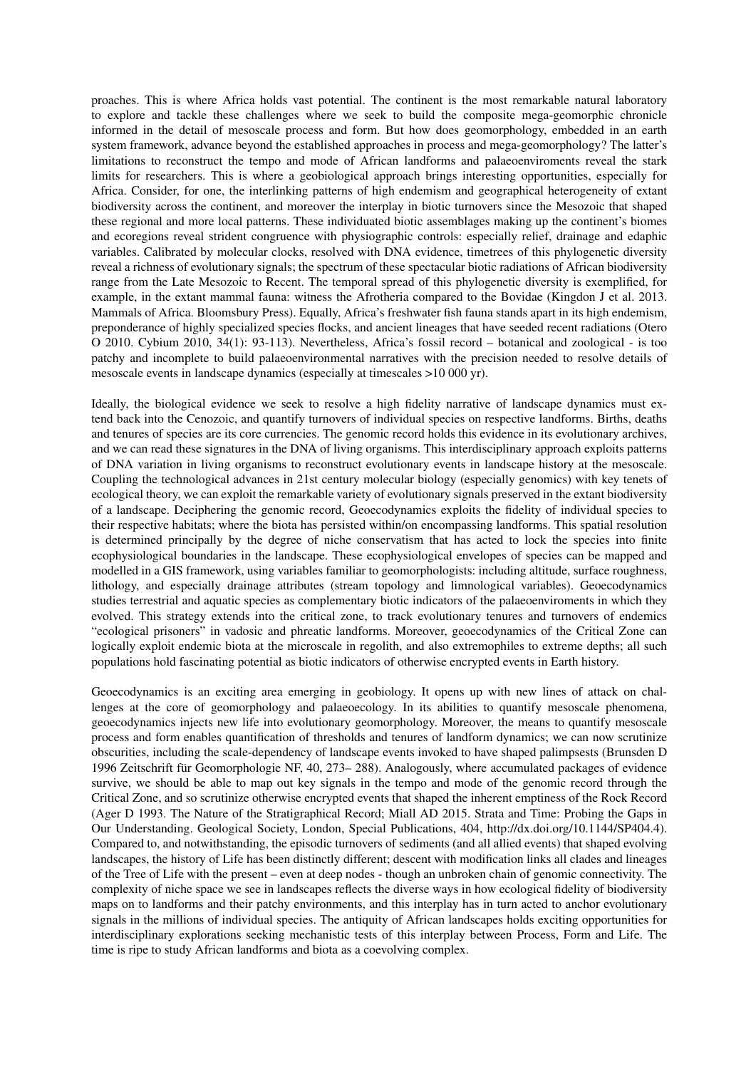proaches. This is where Africa holds vast potential. The continent is the most remarkable natural laboratory to explore and tackle these challenges where we seek to build the composite mega-geomorphic chronicle informed in the detail of mesoscale process and form. But how does geomorphology, embedded in an earth system framework, advance beyond the established approaches in process and mega-geomorphology? The latter's limitations to reconstruct the tempo and mode of African landforms and palaeoenviroments reveal the stark limits for researchers. This is where a geobiological approach brings interesting opportunities, especially for Africa. Consider, for one, the interlinking patterns of high endemism and geographical heterogeneity of extant biodiversity across the continent, and moreover the interplay in biotic turnovers since the Mesozoic that shaped these regional and more local patterns. These individuated biotic assemblages making up the continent's biomes and ecoregions reveal strident congruence with physiographic controls: especially relief, drainage and edaphic variables. Calibrated by molecular clocks, resolved with DNA evidence, timetrees of this phylogenetic diversity reveal a richness of evolutionary signals; the spectrum of these spectacular biotic radiations of African biodiversity range from the Late Mesozoic to Recent. The temporal spread of this phylogenetic diversity is exemplified, for example, in the extant mammal fauna: witness the Afrotheria compared to the Bovidae (Kingdon J et al. 2013. Mammals of Africa. Bloomsbury Press). Equally, Africa's freshwater fish fauna stands apart in its high endemism, preponderance of highly specialized species flocks, and ancient lineages that have seeded recent radiations (Otero O 2010. Cybium 2010, 34(1): 93-113). Nevertheless, Africa's fossil record – botanical and zoological - is too patchy and incomplete to build palaeoenvironmental narratives with the precision needed to resolve details of mesoscale events in landscape dynamics (especially at timescales >10 000 yr).

Ideally, the biological evidence we seek to resolve a high fidelity narrative of landscape dynamics must extend back into the Cenozoic, and quantify turnovers of individual species on respective landforms. Births, deaths and tenures of species are its core currencies. The genomic record holds this evidence in its evolutionary archives, and we can read these signatures in the DNA of living organisms. This interdisciplinary approach exploits patterns of DNA variation in living organisms to reconstruct evolutionary events in landscape history at the mesoscale. Coupling the technological advances in 21st century molecular biology (especially genomics) with key tenets of ecological theory, we can exploit the remarkable variety of evolutionary signals preserved in the extant biodiversity of a landscape. Deciphering the genomic record, Geoecodynamics exploits the fidelity of individual species to their respective habitats; where the biota has persisted within/on encompassing landforms. This spatial resolution is determined principally by the degree of niche conservatism that has acted to lock the species into finite ecophysiological boundaries in the landscape. These ecophysiological envelopes of species can be mapped and modelled in a GIS framework, using variables familiar to geomorphologists: including altitude, surface roughness, lithology, and especially drainage attributes (stream topology and limnological variables). Geoecodynamics studies terrestrial and aquatic species as complementary biotic indicators of the palaeoenviroments in which they evolved. This strategy extends into the critical zone, to track evolutionary tenures and turnovers of endemics "ecological prisoners" in vadosic and phreatic landforms. Moreover, geoecodynamics of the Critical Zone can logically exploit endemic biota at the microscale in regolith, and also extremophiles to extreme depths; all such populations hold fascinating potential as biotic indicators of otherwise encrypted events in Earth history.

Geoecodynamics is an exciting area emerging in geobiology. It opens up with new lines of attack on challenges at the core of geomorphology and palaeoecology. In its abilities to quantify mesoscale phenomena, geoecodynamics injects new life into evolutionary geomorphology. Moreover, the means to quantify mesoscale process and form enables quantification of thresholds and tenures of landform dynamics; we can now scrutinize obscurities, including the scale-dependency of landscape events invoked to have shaped palimpsests (Brunsden D 1996 Zeitschrift für Geomorphologie NF, 40, 273– 288). Analogously, where accumulated packages of evidence survive, we should be able to map out key signals in the tempo and mode of the genomic record through the Critical Zone, and so scrutinize otherwise encrypted events that shaped the inherent emptiness of the Rock Record (Ager D 1993. The Nature of the Stratigraphical Record; Miall AD 2015. Strata and Time: Probing the Gaps in Our Understanding. Geological Society, London, Special Publications, 404, http://dx.doi.org/10.1144/SP404.4). Compared to, and notwithstanding, the episodic turnovers of sediments (and all allied events) that shaped evolving landscapes, the history of Life has been distinctly different; descent with modification links all clades and lineages of the Tree of Life with the present – even at deep nodes - though an unbroken chain of genomic connectivity. The complexity of niche space we see in landscapes reflects the diverse ways in how ecological fidelity of biodiversity maps on to landforms and their patchy environments, and this interplay has in turn acted to anchor evolutionary signals in the millions of individual species. The antiquity of African landscapes holds exciting opportunities for interdisciplinary explorations seeking mechanistic tests of this interplay between Process, Form and Life. The time is ripe to study African landforms and biota as a coevolving complex.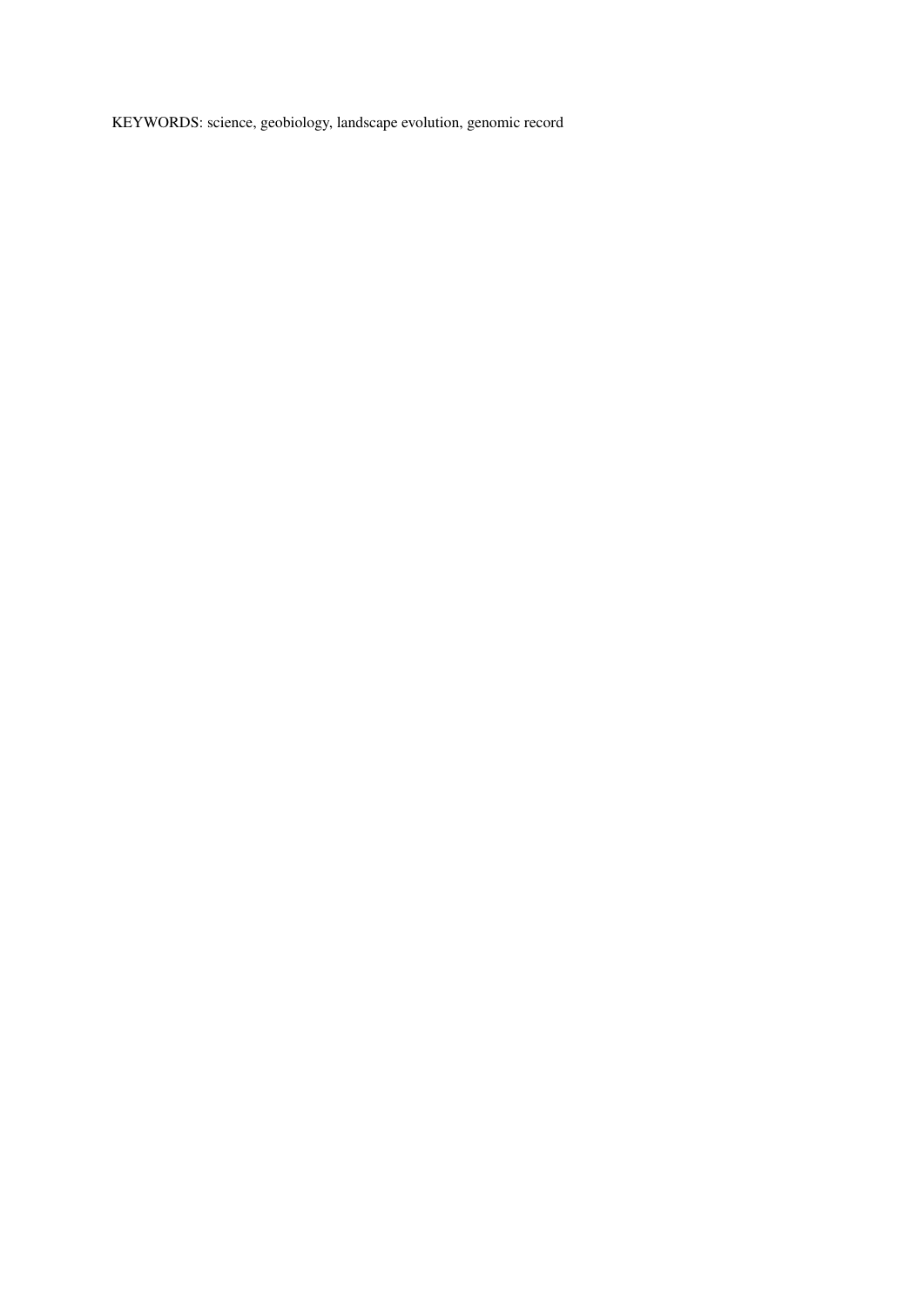KEYWORDS: science, geobiology, landscape evolution, genomic record